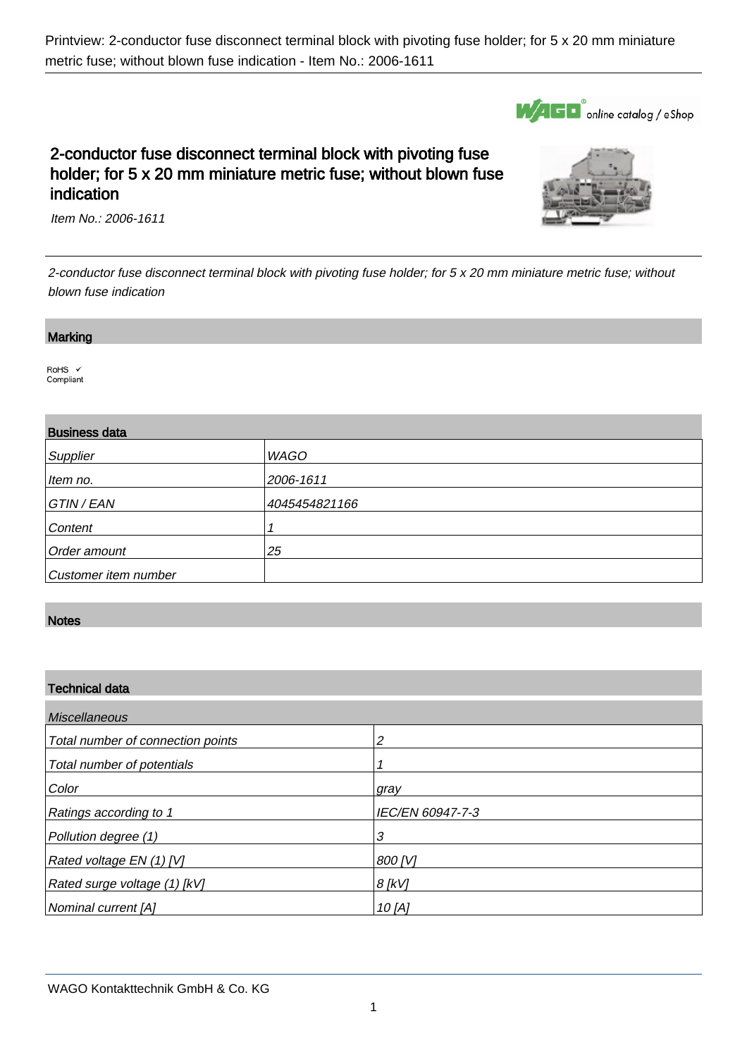# 2-conductor fuse disconnect terminal block with pivoting fuse holder; for 5 x 20 mm miniature metric fuse; without blown fuse indication

*Item No.: 2006-1611*

*2-conductor fuse disconnect terminal block with pivoting fuse holder; for 5 x 20 mm miniature metric fuse; without blown fuse indication*

## Marking

RoHS ✓
Compliant

## Business data

| | |
|---|---|
| *Supplier* | *WAGO* |
| *Item no.* | *2006-1611* |
| *GTIN / EAN* | *4045454821166* |
| *Content* | *1* |
| *Order amount* | *25* |
| *Customer item number* | |

## Notes

## Technical data

| *Miscellaneous* | |
|---|---|
| *Total number of connection points* | *2* |
| *Total number of potentials* | *1* |
| *Color* | *gray* |
| *Ratings according to 1* | *IEC/EN 60947-7-3* |
| *Pollution degree (1)* | *3* |
| *Rated voltage EN (1) [V]* | *800 [V]* |
| *Rated surge voltage (1) [kV]* | *8 [kV]* |
| *Nominal current [A]* | *10 [A]* |

WAGO Kontakttechnik GmbH & Co. KG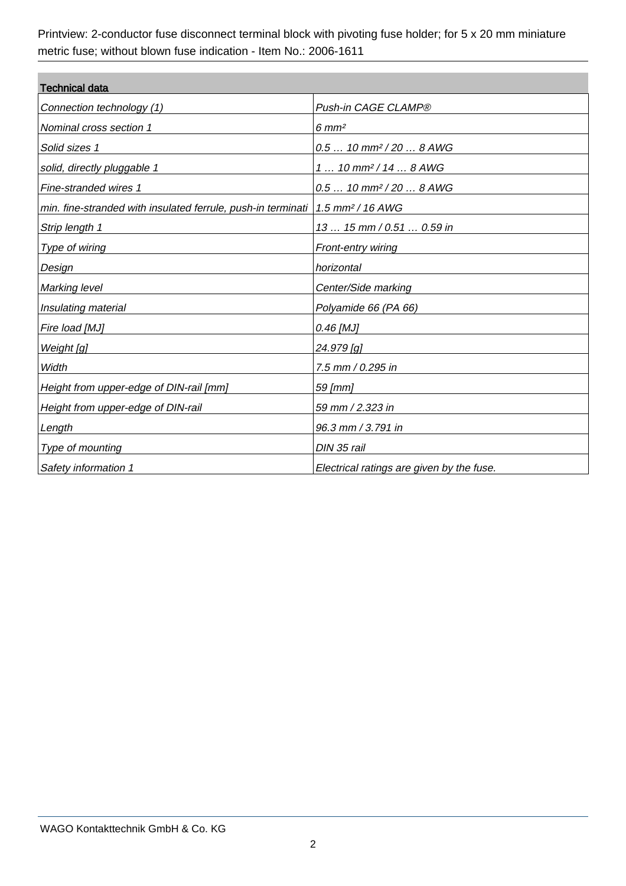| Technical data | |
|---|---|
| Connection technology (1) | Push-in CAGE CLAMP® |
| Nominal cross section 1 | 6 mm² |
| Solid sizes 1 | 0.5 … 10 mm² / 20 … 8 AWG |
| solid, directly pluggable 1 | 1 … 10 mm² / 14 … 8 AWG |
| Fine-stranded wires 1 | 0.5 … 10 mm² / 20 … 8 AWG |
| min. fine-stranded with insulated ferrule, push-in terminati | 1.5 mm² / 16 AWG |
| Strip length 1 | 13 … 15 mm / 0.51 … 0.59 in |
| Type of wiring | Front-entry wiring |
| Design | horizontal |
| Marking level | Center/Side marking |
| Insulating material | Polyamide 66 (PA 66) |
| Fire load [MJ] | 0.46 [MJ] |
| Weight [g] | 24.979 [g] |
| Width | 7.5 mm / 0.295 in |
| Height from upper-edge of DIN-rail [mm] | 59 [mm] |
| Height from upper-edge of DIN-rail | 59 mm / 2.323 in |
| Length | 96.3 mm / 3.791 in |
| Type of mounting | DIN 35 rail |
| Safety information 1 | Electrical ratings are given by the fuse. |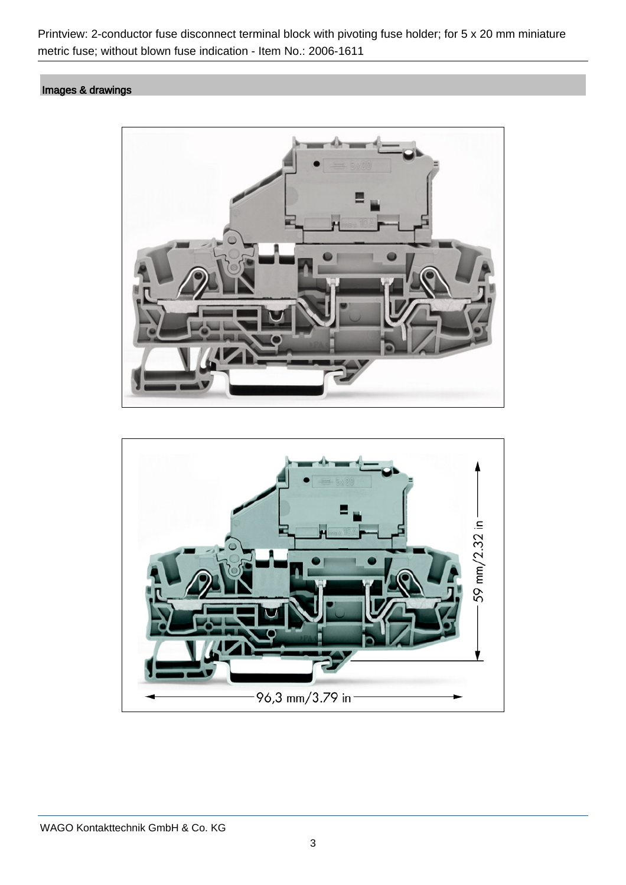## Images & drawings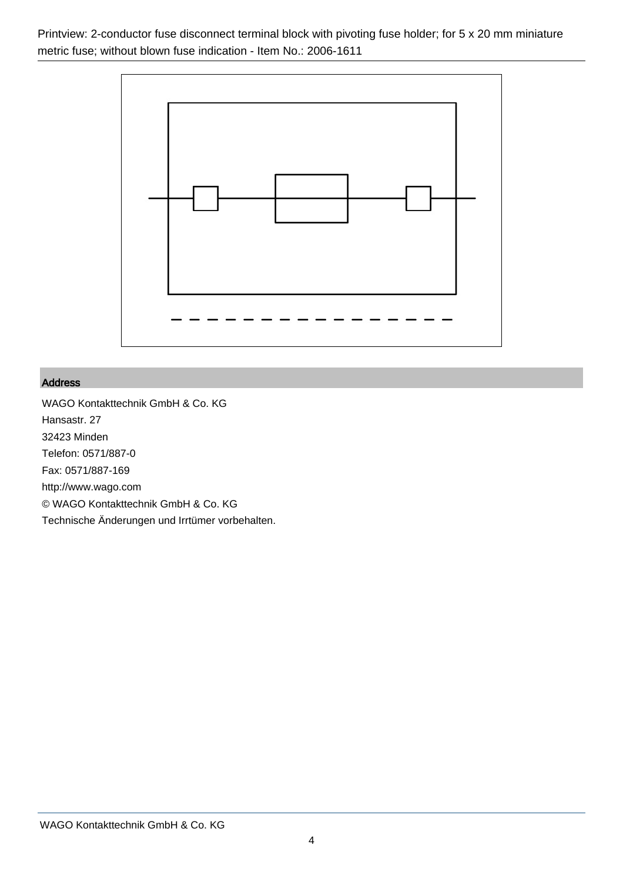## Address

WAGO Kontakttechnik GmbH & Co. KG
Hansastr. 27
32423 Minden
Telefon: 0571/887-0
Fax: 0571/887-169
http://www.wago.com
© WAGO Kontakttechnik GmbH & Co. KG
Technische Änderungen und Irrtümer vorbehalten.